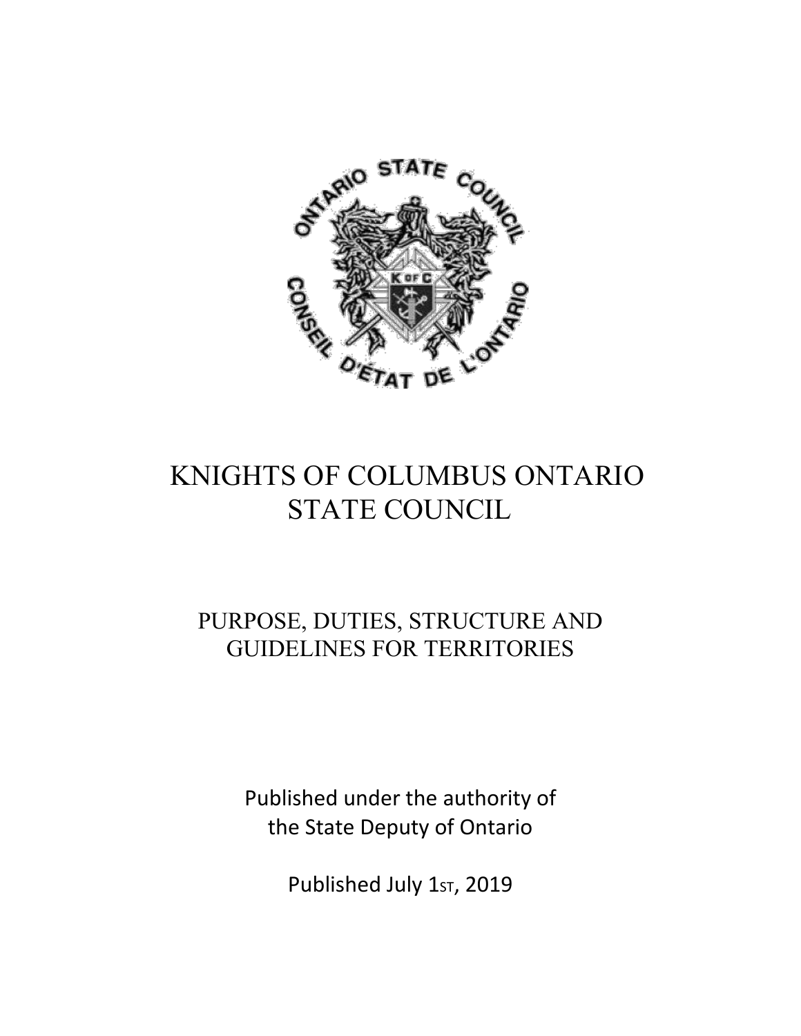# KNIGHTS OF COLUMBUS ONTARIO STATE COUNCIL

## PURPOSE, DUTIES, STRUCTURE AND GUIDELINES FOR TERRITORIES

Published under the authority of the State Deputy of Ontario

Published July 1st, 2019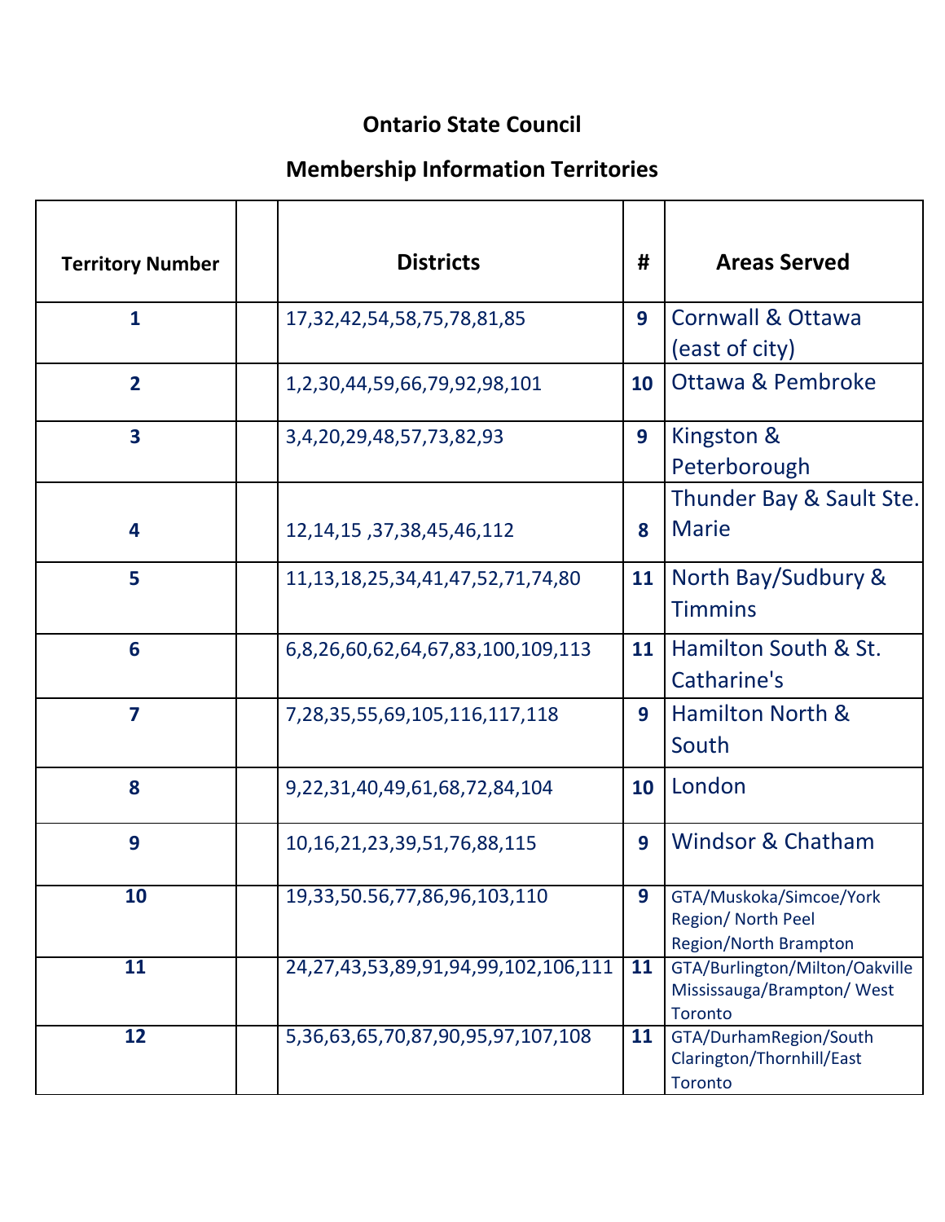# Ontario State Council

## Membership Information Territories

| Territory Number | | Districts | # | Areas Served |
|---|---|---|---|---|
| 1 | | 17,32,42,54,58,75,78,81,85 | 9 | Cornwall & Ottawa (east of city) |
| 2 | | 1,2,30,44,59,66,79,92,98,101 | 10 | Ottawa & Pembroke |
| 3 | | 3,4,20,29,48,57,73,82,93 | 9 | Kingston & Peterborough |
| 4 | | 12,14,15 ,37,38,45,46,112 | 8 | Thunder Bay & Sault Ste. Marie |
| 5 | | 11,13,18,25,34,41,47,52,71,74,80 | 11 | North Bay/Sudbury & Timmins |
| 6 | | 6,8,26,60,62,64,67,83,100,109,113 | 11 | Hamilton South & St. Catharine's |
| 7 | | 7,28,35,55,69,105,116,117,118 | 9 | Hamilton North & South |
| 8 | | 9,22,31,40,49,61,68,72,84,104 | 10 | London |
| 9 | | 10,16,21,23,39,51,76,88,115 | 9 | Windsor & Chatham |
| 10 | | 19,33,50.56,77,86,96,103,110 | 9 | GTA/Muskoka/Simcoe/York Region/ North Peel Region/North Brampton |
| 11 | | 24,27,43,53,89,91,94,99,102,106,111 | 11 | GTA/Burlington/Milton/Oakville Mississauga/Brampton/ West Toronto |
| 12 | | 5,36,63,65,70,87,90,95,97,107,108 | 11 | GTA/DurhamRegion/South Clarington/Thornhill/East Toronto |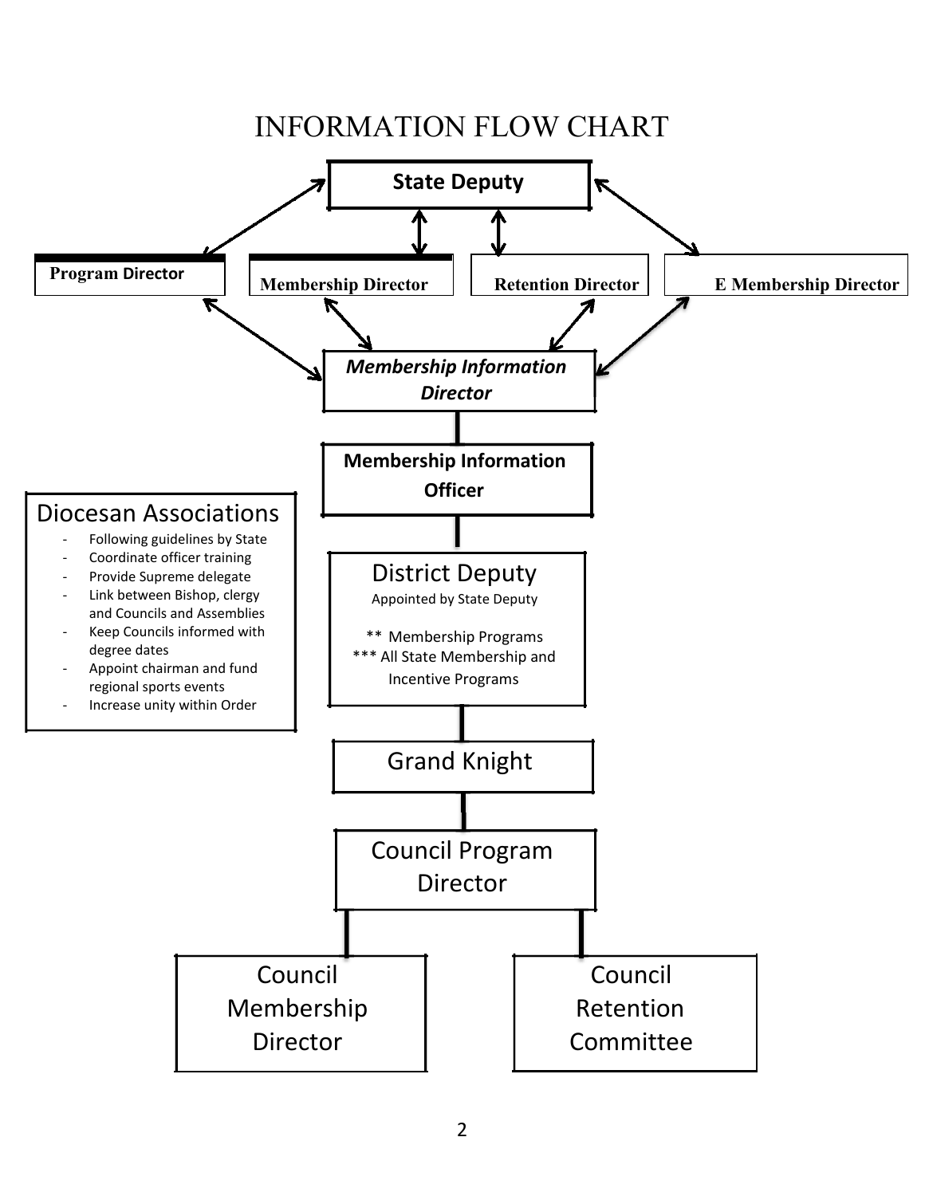# INFORMATION FLOW CHART

**State Deputy**

**Program Director**

**Membership Director**

**Retention Director**

**E Membership Director**

***Membership Information Director***

**Membership Information Officer**

## Diocesan Associations

- Following guidelines by State
- Coordinate officer training
- Provide Supreme delegate
- Link between Bishop, clergy and Councils and Assemblies
- Keep Councils informed with degree dates
- Appoint chairman and fund regional sports events
- Increase unity within Order

District Deputy

Appointed by State Deputy

** Membership Programs
*** All State Membership and Incentive Programs

Grand Knight

Council Program Director

Council Membership Director

Council Retention Committee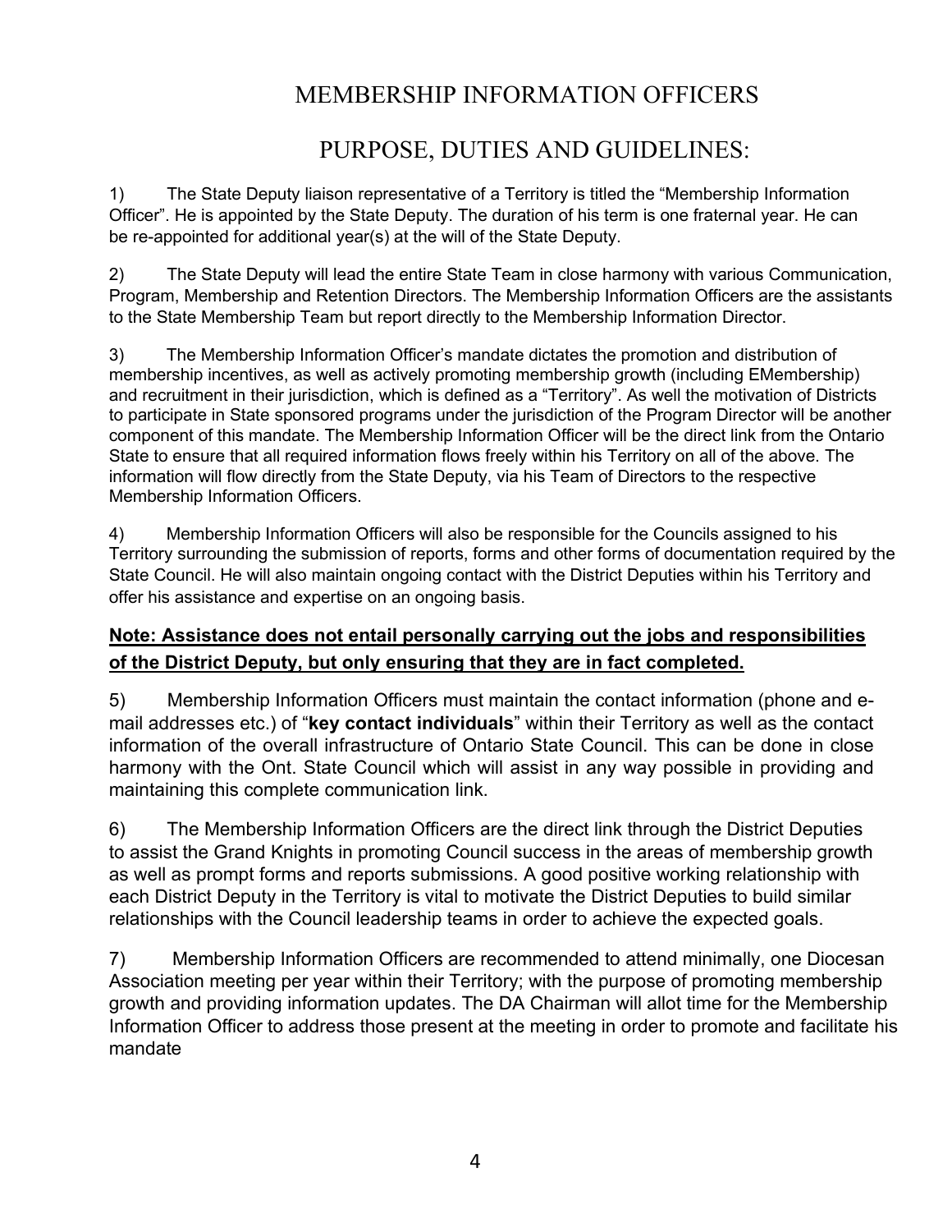# MEMBERSHIP INFORMATION OFFICERS

# PURPOSE, DUTIES AND GUIDELINES:

1) The State Deputy liaison representative of a Territory is titled the “Membership Information Officer”. He is appointed by the State Deputy. The duration of his term is one fraternal year. He can be re-appointed for additional year(s) at the will of the State Deputy.

2) The State Deputy will lead the entire State Team in close harmony with various Communication, Program, Membership and Retention Directors. The Membership Information Officers are the assistants to the State Membership Team but report directly to the Membership Information Director.

3) The Membership Information Officer’s mandate dictates the promotion and distribution of membership incentives, as well as actively promoting membership growth (including EMembership) and recruitment in their jurisdiction, which is defined as a “Territory”. As well the motivation of Districts to participate in State sponsored programs under the jurisdiction of the Program Director will be another component of this mandate. The Membership Information Officer will be the direct link from the Ontario State to ensure that all required information flows freely within his Territory on all of the above. The information will flow directly from the State Deputy, via his Team of Directors to the respective Membership Information Officers.

4) Membership Information Officers will also be responsible for the Councils assigned to his Territory surrounding the submission of reports, forms and other forms of documentation required by the State Council. He will also maintain ongoing contact with the District Deputies within his Territory and offer his assistance and expertise on an ongoing basis.

**Note: Assistance does not entail personally carrying out the jobs and responsibilities of the District Deputy, but only ensuring that they are in fact completed.**

5) Membership Information Officers must maintain the contact information (phone and e-mail addresses etc.) of “**key contact individuals**” within their Territory as well as the contact information of the overall infrastructure of Ontario State Council. This can be done in close harmony with the Ont. State Council which will assist in any way possible in providing and maintaining this complete communication link.

6) The Membership Information Officers are the direct link through the District Deputies to assist the Grand Knights in promoting Council success in the areas of membership growth as well as prompt forms and reports submissions. A good positive working relationship with each District Deputy in the Territory is vital to motivate the District Deputies to build similar relationships with the Council leadership teams in order to achieve the expected goals.

7) Membership Information Officers are recommended to attend minimally, one Diocesan Association meeting per year within their Territory; with the purpose of promoting membership growth and providing information updates. The DA Chairman will allot time for the Membership Information Officer to address those present at the meeting in order to promote and facilitate his mandate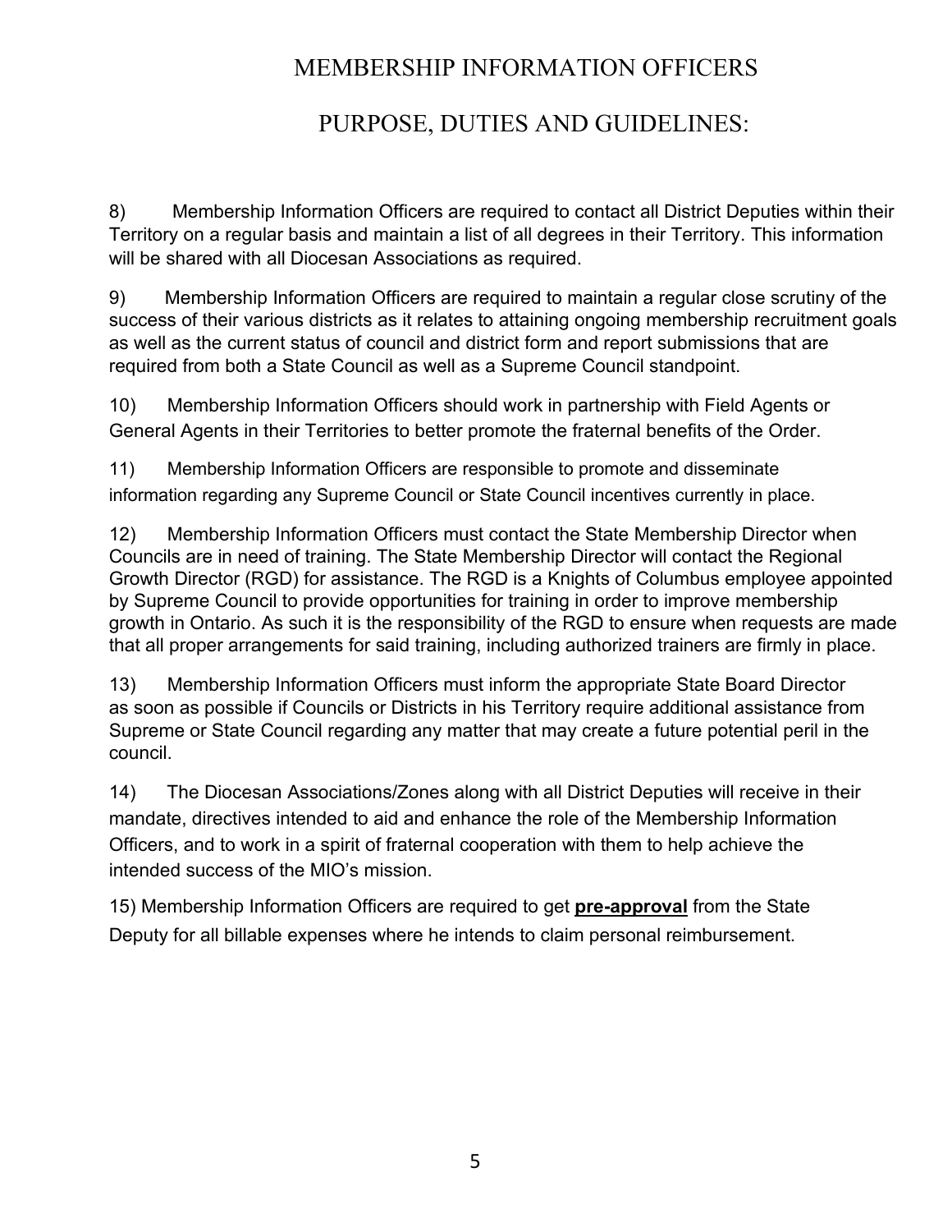# MEMBERSHIP INFORMATION OFFICERS

## PURPOSE, DUTIES AND GUIDELINES:

8) Membership Information Officers are required to contact all District Deputies within their Territory on a regular basis and maintain a list of all degrees in their Territory. This information will be shared with all Diocesan Associations as required.

9) Membership Information Officers are required to maintain a regular close scrutiny of the success of their various districts as it relates to attaining ongoing membership recruitment goals as well as the current status of council and district form and report submissions that are required from both a State Council as well as a Supreme Council standpoint.

10) Membership Information Officers should work in partnership with Field Agents or General Agents in their Territories to better promote the fraternal benefits of the Order.

11) Membership Information Officers are responsible to promote and disseminate information regarding any Supreme Council or State Council incentives currently in place.

12) Membership Information Officers must contact the State Membership Director when Councils are in need of training. The State Membership Director will contact the Regional Growth Director (RGD) for assistance. The RGD is a Knights of Columbus employee appointed by Supreme Council to provide opportunities for training in order to improve membership growth in Ontario. As such it is the responsibility of the RGD to ensure when requests are made that all proper arrangements for said training, including authorized trainers are firmly in place.

13) Membership Information Officers must inform the appropriate State Board Director as soon as possible if Councils or Districts in his Territory require additional assistance from Supreme or State Council regarding any matter that may create a future potential peril in the council.

14) The Diocesan Associations/Zones along with all District Deputies will receive in their mandate, directives intended to aid and enhance the role of the Membership Information Officers, and to work in a spirit of fraternal cooperation with them to help achieve the intended success of the MIO's mission.

15) Membership Information Officers are required to get **pre-approval** from the State Deputy for all billable expenses where he intends to claim personal reimbursement.